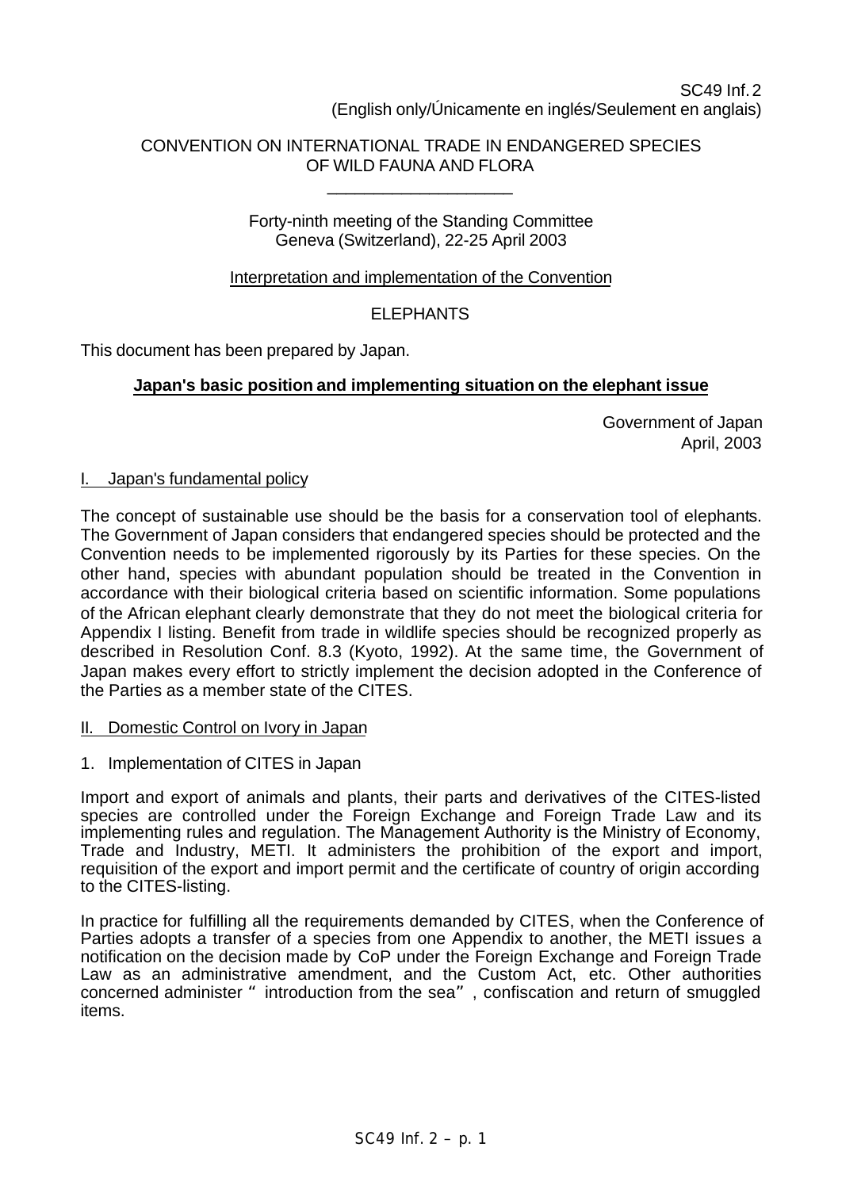SC49 Inf. 2
(English only/Únicamente en inglés/Seulement en anglais)

CONVENTION ON INTERNATIONAL TRADE IN ENDANGERED SPECIES
OF WILD FAUNA AND FLORA

Forty-ninth meeting of the Standing Committee
Geneva (Switzerland), 22-25 April 2003

Interpretation and implementation of the Convention

ELEPHANTS

This document has been prepared by Japan.

**Japan's basic position and implementing situation on the elephant issue**

Government of Japan
April, 2003

## I. Japan's fundamental policy

The concept of sustainable use should be the basis for a conservation tool of elephants. The Government of Japan considers that endangered species should be protected and the Convention needs to be implemented rigorously by its Parties for these species. On the other hand, species with abundant population should be treated in the Convention in accordance with their biological criteria based on scientific information. Some populations of the African elephant clearly demonstrate that they do not meet the biological criteria for Appendix I listing. Benefit from trade in wildlife species should be recognized properly as described in Resolution Conf. 8.3 (Kyoto, 1992). At the same time, the Government of Japan makes every effort to strictly implement the decision adopted in the Conference of the Parties as a member state of the CITES.

## II. Domestic Control on Ivory in Japan

### 1. Implementation of CITES in Japan

Import and export of animals and plants, their parts and derivatives of the CITES-listed species are controlled under the Foreign Exchange and Foreign Trade Law and its implementing rules and regulation. The Management Authority is the Ministry of Economy, Trade and Industry, METI. It administers the prohibition of the export and import, requisition of the export and import permit and the certificate of country of origin according to the CITES-listing.

In practice for fulfilling all the requirements demanded by CITES, when the Conference of Parties adopts a transfer of a species from one Appendix to another, the METI issues a notification on the decision made by CoP under the Foreign Exchange and Foreign Trade Law as an administrative amendment, and the Custom Act, etc. Other authorities concerned administer " introduction from the sea" , confiscation and return of smuggled items.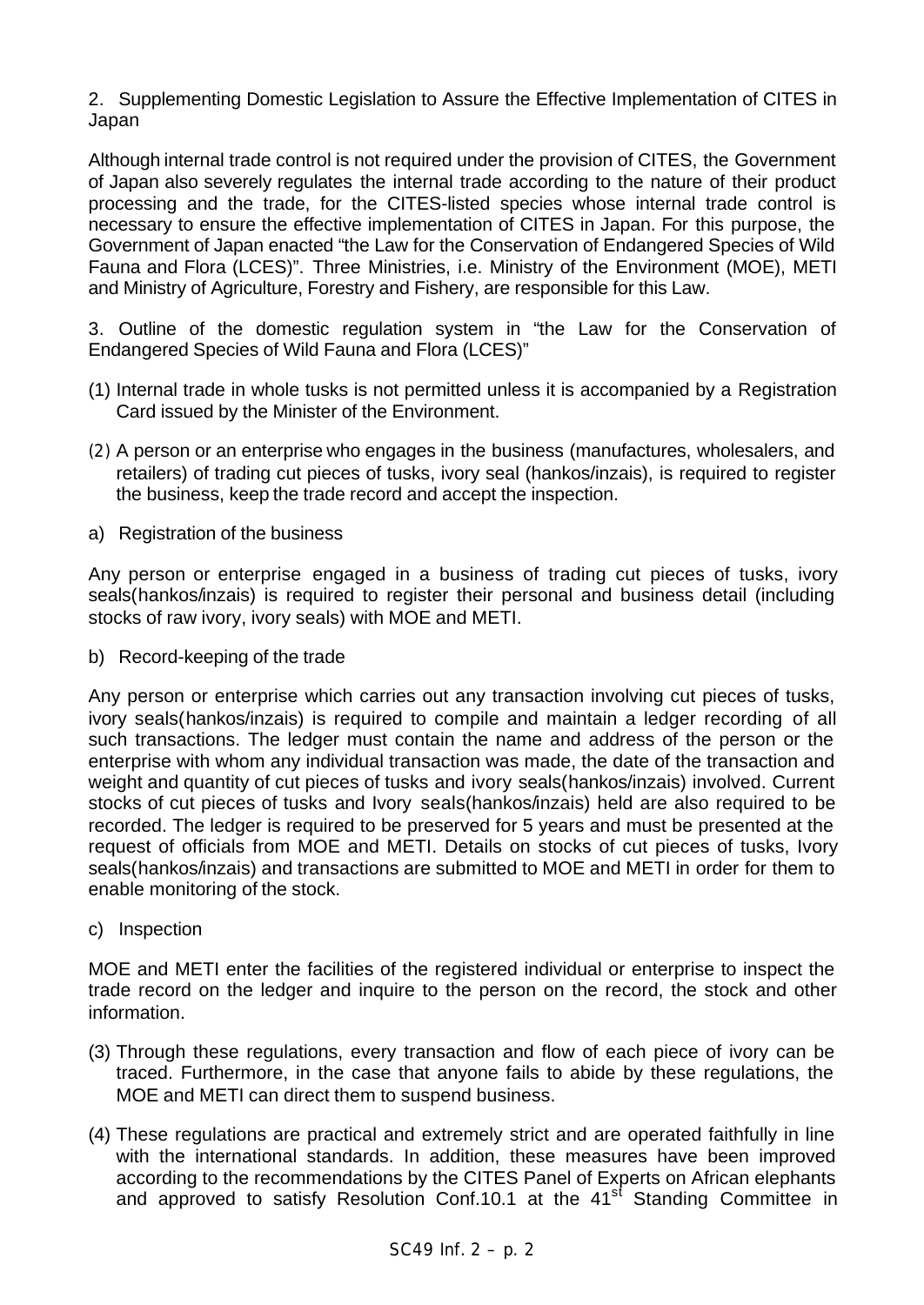2. Supplementing Domestic Legislation to Assure the Effective Implementation of CITES in Japan

Although internal trade control is not required under the provision of CITES, the Government of Japan also severely regulates the internal trade according to the nature of their product processing and the trade, for the CITES-listed species whose internal trade control is necessary to ensure the effective implementation of CITES in Japan. For this purpose, the Government of Japan enacted "the Law for the Conservation of Endangered Species of Wild Fauna and Flora (LCES)". Three Ministries, i.e. Ministry of the Environment (MOE), METI and Ministry of Agriculture, Forestry and Fishery, are responsible for this Law.

3. Outline of the domestic regulation system in "the Law for the Conservation of Endangered Species of Wild Fauna and Flora (LCES)"

(1) Internal trade in whole tusks is not permitted unless it is accompanied by a Registration Card issued by the Minister of the Environment.

(2) A person or an enterprise who engages in the business (manufactures, wholesalers, and retailers) of trading cut pieces of tusks, ivory seal (hankos/inzais), is required to register the business, keep the trade record and accept the inspection.

a) Registration of the business

Any person or enterprise engaged in a business of trading cut pieces of tusks, ivory seals(hankos/inzais) is required to register their personal and business detail (including stocks of raw ivory, ivory seals) with MOE and METI.

b) Record-keeping of the trade

Any person or enterprise which carries out any transaction involving cut pieces of tusks, ivory seals(hankos/inzais) is required to compile and maintain a ledger recording of all such transactions. The ledger must contain the name and address of the person or the enterprise with whom any individual transaction was made, the date of the transaction and weight and quantity of cut pieces of tusks and ivory seals(hankos/inzais) involved. Current stocks of cut pieces of tusks and Ivory seals(hankos/inzais) held are also required to be recorded. The ledger is required to be preserved for 5 years and must be presented at the request of officials from MOE and METI. Details on stocks of cut pieces of tusks, Ivory seals(hankos/inzais) and transactions are submitted to MOE and METI in order for them to enable monitoring of the stock.

c) Inspection

MOE and METI enter the facilities of the registered individual or enterprise to inspect the trade record on the ledger and inquire to the person on the record, the stock and other information.

(3) Through these regulations, every transaction and flow of each piece of ivory can be traced. Furthermore, in the case that anyone fails to abide by these regulations, the MOE and METI can direct them to suspend business.

(4) These regulations are practical and extremely strict and are operated faithfully in line with the international standards. In addition, these measures have been improved according to the recommendations by the CITES Panel of Experts on African elephants and approved to satisfy Resolution Conf.10.1 at the 41st Standing Committee in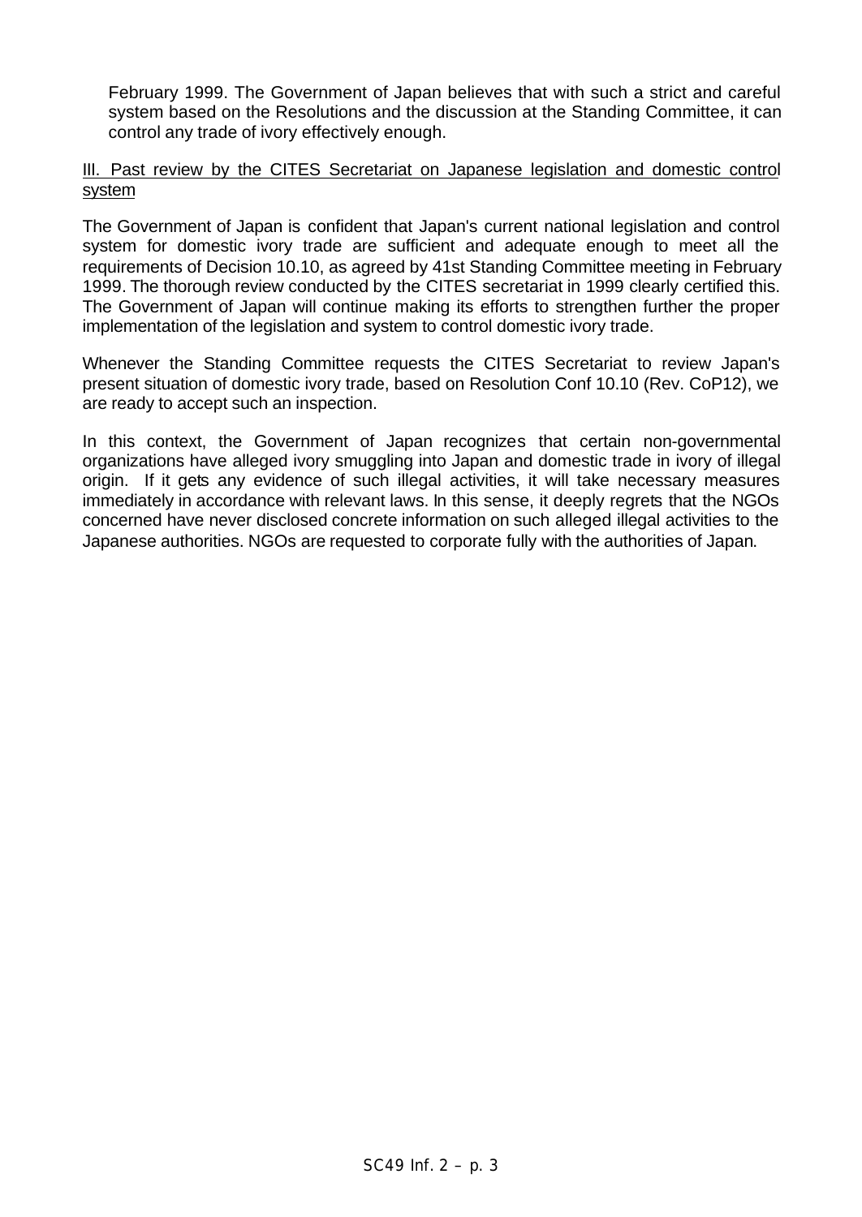February 1999. The Government of Japan believes that with such a strict and careful system based on the Resolutions and the discussion at the Standing Committee, it can control any trade of ivory effectively enough.

III. Past review by the CITES Secretariat on Japanese legislation and domestic control system

The Government of Japan is confident that Japan's current national legislation and control system for domestic ivory trade are sufficient and adequate enough to meet all the requirements of Decision 10.10, as agreed by 41st Standing Committee meeting in February 1999. The thorough review conducted by the CITES secretariat in 1999 clearly certified this. The Government of Japan will continue making its efforts to strengthen further the proper implementation of the legislation and system to control domestic ivory trade.

Whenever the Standing Committee requests the CITES Secretariat to review Japan's present situation of domestic ivory trade, based on Resolution Conf 10.10 (Rev. CoP12), we are ready to accept such an inspection.

In this context, the Government of Japan recognizes that certain non-governmental organizations have alleged ivory smuggling into Japan and domestic trade in ivory of illegal origin. If it gets any evidence of such illegal activities, it will take necessary measures immediately in accordance with relevant laws. In this sense, it deeply regrets that the NGOs concerned have never disclosed concrete information on such alleged illegal activities to the Japanese authorities. NGOs are requested to corporate fully with the authorities of Japan.